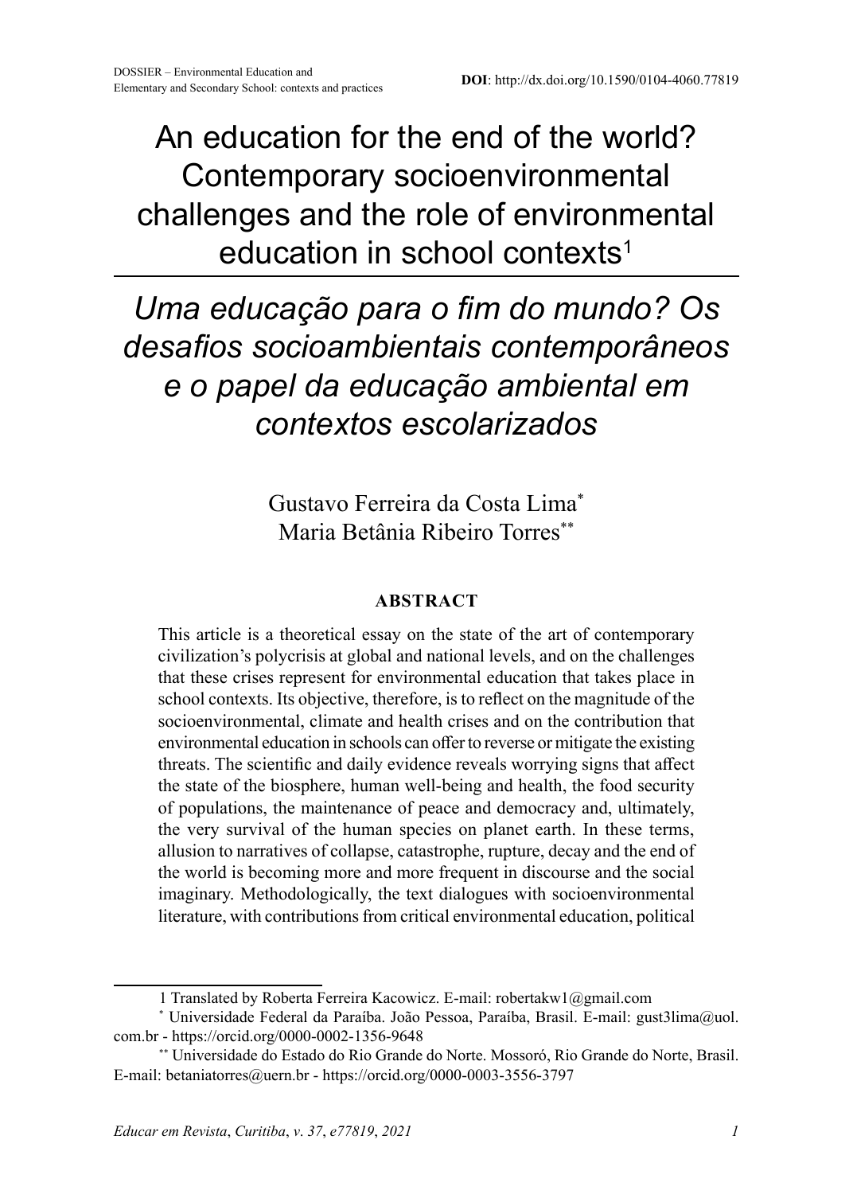DOSSIER – Environmental Education and Elementary and Secondary School: contexts and practices

**DOI**: http://dx.doi.org/10.1590/0104-4060.77819

# An education for the end of the world? Contemporary socioenvironmental challenges and the role of environmental education in school contexts[1]

# *Uma educação para o fim do mundo? Os desafios socioambientais contemporâneos e o papel da educação ambiental em contextos escolarizados*

Gustavo Ferreira da Costa Lima[*]
Maria Betânia Ribeiro Torres[**]

## ABSTRACT

This article is a theoretical essay on the state of the art of contemporary civilization's polycrisis at global and national levels, and on the challenges that these crises represent for environmental education that takes place in school contexts. Its objective, therefore, is to reflect on the magnitude of the socioenvironmental, climate and health crises and on the contribution that environmental education in schools can offer to reverse or mitigate the existing threats. The scientific and daily evidence reveals worrying signs that affect the state of the biosphere, human well-being and health, the food security of populations, the maintenance of peace and democracy and, ultimately, the very survival of the human species on planet earth. In these terms, allusion to narratives of collapse, catastrophe, rupture, decay and the end of the world is becoming more and more frequent in discourse and the social imaginary. Methodologically, the text dialogues with socioenvironmental literature, with contributions from critical environmental education, political

---

1 Translated by Roberta Ferreira Kacowicz. E-mail: robertakw1@gmail.com

[*] Universidade Federal da Paraíba. João Pessoa, Paraíba, Brasil. E-mail: gust3lima@uol.com.br - https://orcid.org/0000-0002-1356-9648

[**] Universidade do Estado do Rio Grande do Norte. Mossoró, Rio Grande do Norte, Brasil. E-mail: betaniatorres@uern.br - https://orcid.org/0000-0003-3556-3797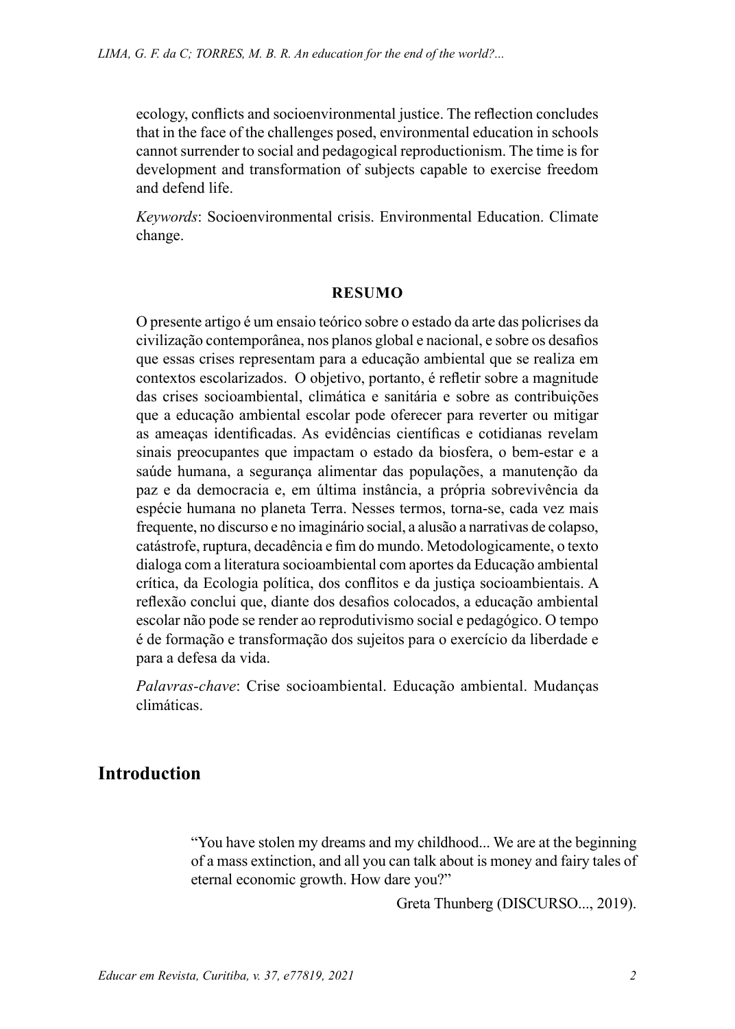ecology, conflicts and socioenvironmental justice. The reflection concludes that in the face of the challenges posed, environmental education in schools cannot surrender to social and pedagogical reproductionism. The time is for development and transformation of subjects capable to exercise freedom and defend life.

*Keywords*: Socioenvironmental crisis. Environmental Education. Climate change.

**RESUMO**

O presente artigo é um ensaio teórico sobre o estado da arte das policrises da civilização contemporânea, nos planos global e nacional, e sobre os desafios que essas crises representam para a educação ambiental que se realiza em contextos escolarizados. O objetivo, portanto, é refletir sobre a magnitude das crises socioambiental, climática e sanitária e sobre as contribuições que a educação ambiental escolar pode oferecer para reverter ou mitigar as ameaças identificadas. As evidências científicas e cotidianas revelam sinais preocupantes que impactam o estado da biosfera, o bem-estar e a saúde humana, a segurança alimentar das populações, a manutenção da paz e da democracia e, em última instância, a própria sobrevivência da espécie humana no planeta Terra. Nesses termos, torna-se, cada vez mais frequente, no discurso e no imaginário social, a alusão a narrativas de colapso, catástrofe, ruptura, decadência e fim do mundo. Metodologicamente, o texto dialoga com a literatura socioambiental com aportes da Educação ambiental crítica, da Ecologia política, dos conflitos e da justiça socioambientais. A reflexão conclui que, diante dos desafios colocados, a educação ambiental escolar não pode se render ao reprodutivismo social e pedagógico. O tempo é de formação e transformação dos sujeitos para o exercício da liberdade e para a defesa da vida.

*Palavras-chave*: Crise socioambiental. Educação ambiental. Mudanças climáticas.

## Introduction

> "You have stolen my dreams and my childhood... We are at the beginning of a mass extinction, and all you can talk about is money and fairy tales of eternal economic growth. How dare you?"
>
> Greta Thunberg (DISCURSO..., 2019).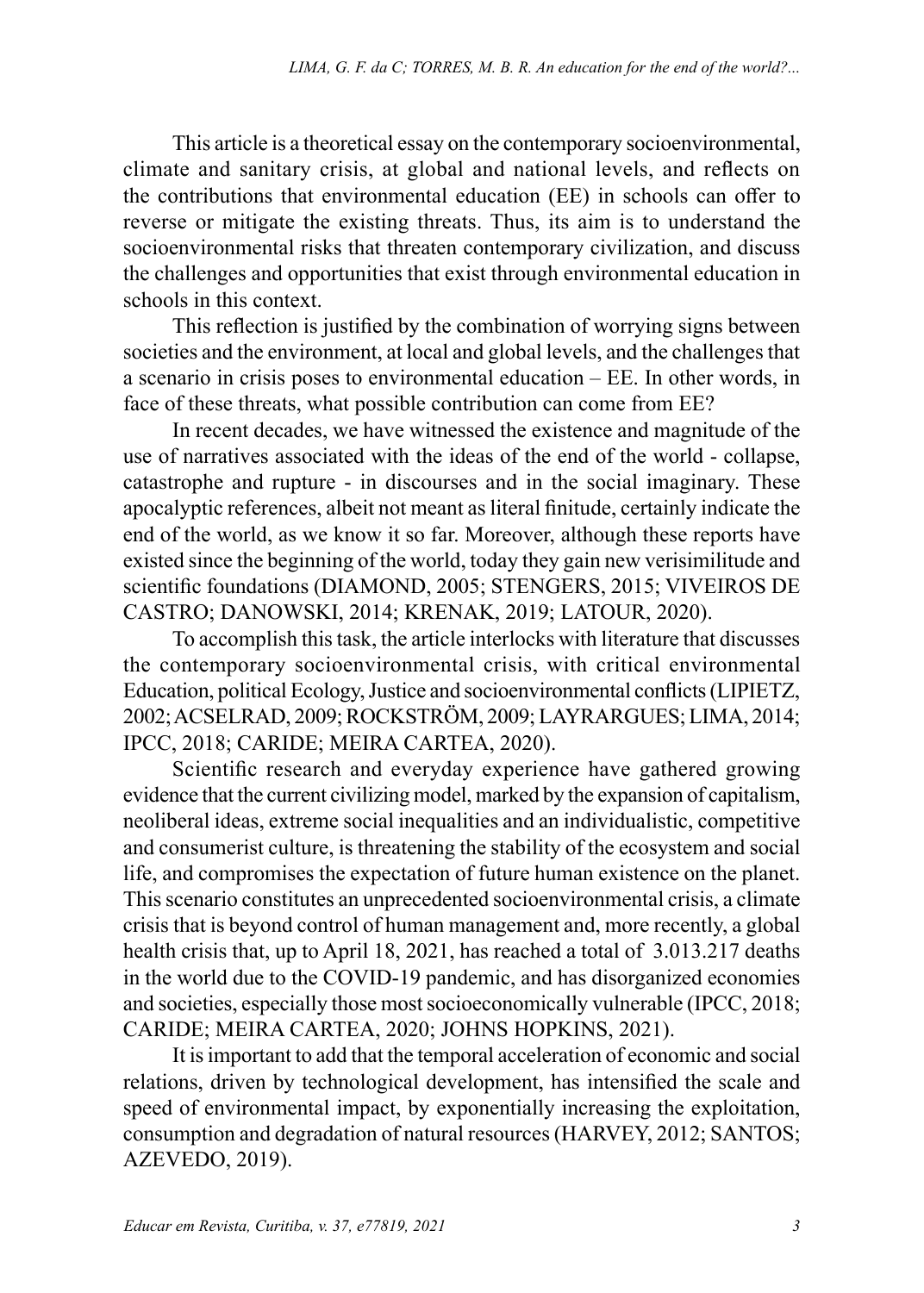This article is a theoretical essay on the contemporary socioenvironmental, climate and sanitary crisis, at global and national levels, and reflects on the contributions that environmental education (EE) in schools can offer to reverse or mitigate the existing threats. Thus, its aim is to understand the socioenvironmental risks that threaten contemporary civilization, and discuss the challenges and opportunities that exist through environmental education in schools in this context.

This reflection is justified by the combination of worrying signs between societies and the environment, at local and global levels, and the challenges that a scenario in crisis poses to environmental education – EE. In other words, in face of these threats, what possible contribution can come from EE?

In recent decades, we have witnessed the existence and magnitude of the use of narratives associated with the ideas of the end of the world - collapse, catastrophe and rupture - in discourses and in the social imaginary. These apocalyptic references, albeit not meant as literal finitude, certainly indicate the end of the world, as we know it so far. Moreover, although these reports have existed since the beginning of the world, today they gain new verisimilitude and scientific foundations (DIAMOND, 2005; STENGERS, 2015; VIVEIROS DE CASTRO; DANOWSKI, 2014; KRENAK, 2019; LATOUR, 2020).

To accomplish this task, the article interlocks with literature that discusses the contemporary socioenvironmental crisis, with critical environmental Education, political Ecology, Justice and socioenvironmental conflicts (LIPIETZ, 2002; ACSELRAD, 2009; ROCKSTRÖM, 2009; LAYRARGUES; LIMA, 2014; IPCC, 2018; CARIDE; MEIRA CARTEA, 2020).

Scientific research and everyday experience have gathered growing evidence that the current civilizing model, marked by the expansion of capitalism, neoliberal ideas, extreme social inequalities and an individualistic, competitive and consumerist culture, is threatening the stability of the ecosystem and social life, and compromises the expectation of future human existence on the planet. This scenario constitutes an unprecedented socioenvironmental crisis, a climate crisis that is beyond control of human management and, more recently, a global health crisis that, up to April 18, 2021, has reached a total of 3.013.217 deaths in the world due to the COVID-19 pandemic, and has disorganized economies and societies, especially those most socioeconomically vulnerable (IPCC, 2018; CARIDE; MEIRA CARTEA, 2020; JOHNS HOPKINS, 2021).

It is important to add that the temporal acceleration of economic and social relations, driven by technological development, has intensified the scale and speed of environmental impact, by exponentially increasing the exploitation, consumption and degradation of natural resources (HARVEY, 2012; SANTOS; AZEVEDO, 2019).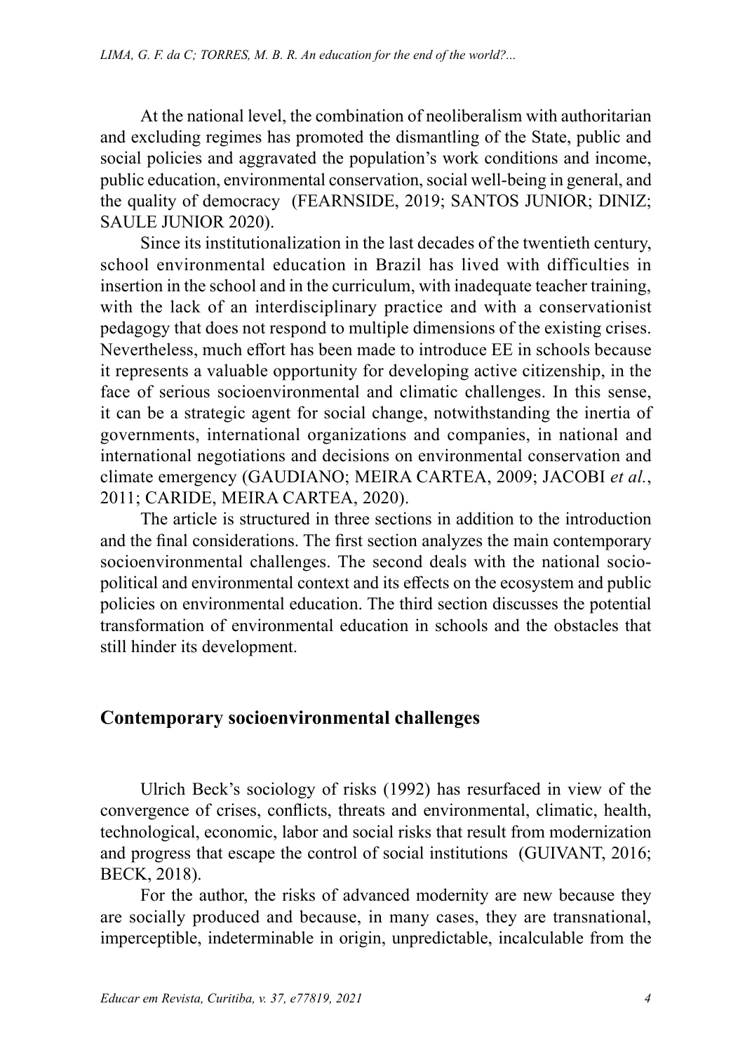At the national level, the combination of neoliberalism with authoritarian and excluding regimes has promoted the dismantling of the State, public and social policies and aggravated the population's work conditions and income, public education, environmental conservation, social well-being in general, and the quality of democracy (FEARNSIDE, 2019; SANTOS JUNIOR; DINIZ; SAULE JUNIOR 2020).

Since its institutionalization in the last decades of the twentieth century, school environmental education in Brazil has lived with difficulties in insertion in the school and in the curriculum, with inadequate teacher training, with the lack of an interdisciplinary practice and with a conservationist pedagogy that does not respond to multiple dimensions of the existing crises. Nevertheless, much effort has been made to introduce EE in schools because it represents a valuable opportunity for developing active citizenship, in the face of serious socioenvironmental and climatic challenges. In this sense, it can be a strategic agent for social change, notwithstanding the inertia of governments, international organizations and companies, in national and international negotiations and decisions on environmental conservation and climate emergency (GAUDIANO; MEIRA CARTEA, 2009; JACOBI *et al.*, 2011; CARIDE, MEIRA CARTEA, 2020).

The article is structured in three sections in addition to the introduction and the final considerations. The first section analyzes the main contemporary socioenvironmental challenges. The second deals with the national socio-political and environmental context and its effects on the ecosystem and public policies on environmental education. The third section discusses the potential transformation of environmental education in schools and the obstacles that still hinder its development.

## Contemporary socioenvironmental challenges

Ulrich Beck's sociology of risks (1992) has resurfaced in view of the convergence of crises, conflicts, threats and environmental, climatic, health, technological, economic, labor and social risks that result from modernization and progress that escape the control of social institutions (GUIVANT, 2016; BECK, 2018).

For the author, the risks of advanced modernity are new because they are socially produced and because, in many cases, they are transnational, imperceptible, indeterminable in origin, unpredictable, incalculable from the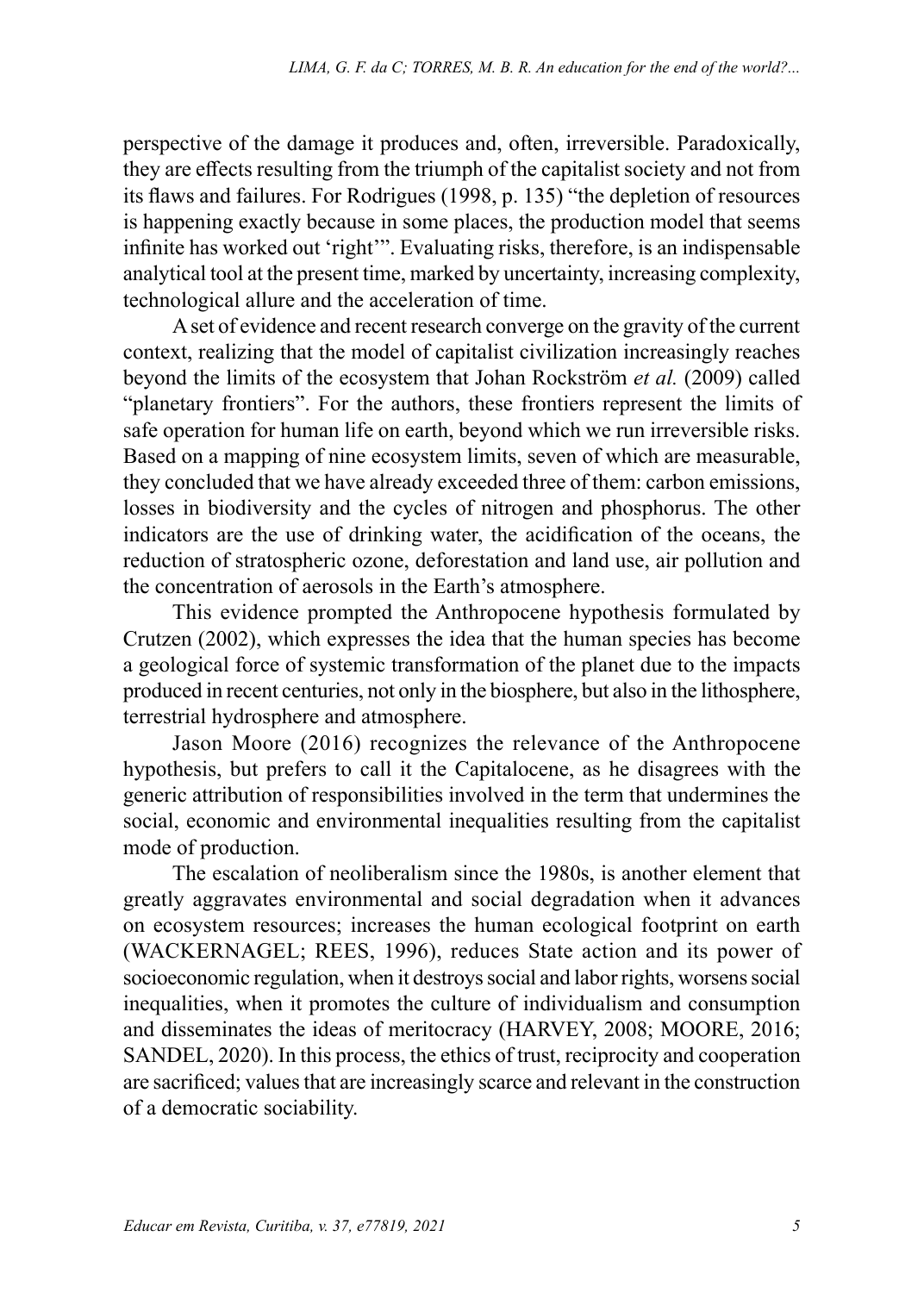perspective of the damage it produces and, often, irreversible. Paradoxically, they are effects resulting from the triumph of the capitalist society and not from its flaws and failures. For Rodrigues (1998, p. 135) "the depletion of resources is happening exactly because in some places, the production model that seems infinite has worked out 'right'". Evaluating risks, therefore, is an indispensable analytical tool at the present time, marked by uncertainty, increasing complexity, technological allure and the acceleration of time.

A set of evidence and recent research converge on the gravity of the current context, realizing that the model of capitalist civilization increasingly reaches beyond the limits of the ecosystem that Johan Rockström *et al.* (2009) called "planetary frontiers". For the authors, these frontiers represent the limits of safe operation for human life on earth, beyond which we run irreversible risks. Based on a mapping of nine ecosystem limits, seven of which are measurable, they concluded that we have already exceeded three of them: carbon emissions, losses in biodiversity and the cycles of nitrogen and phosphorus. The other indicators are the use of drinking water, the acidification of the oceans, the reduction of stratospheric ozone, deforestation and land use, air pollution and the concentration of aerosols in the Earth's atmosphere.

This evidence prompted the Anthropocene hypothesis formulated by Crutzen (2002), which expresses the idea that the human species has become a geological force of systemic transformation of the planet due to the impacts produced in recent centuries, not only in the biosphere, but also in the lithosphere, terrestrial hydrosphere and atmosphere.

Jason Moore (2016) recognizes the relevance of the Anthropocene hypothesis, but prefers to call it the Capitalocene, as he disagrees with the generic attribution of responsibilities involved in the term that undermines the social, economic and environmental inequalities resulting from the capitalist mode of production.

The escalation of neoliberalism since the 1980s, is another element that greatly aggravates environmental and social degradation when it advances on ecosystem resources; increases the human ecological footprint on earth (WACKERNAGEL; REES, 1996), reduces State action and its power of socioeconomic regulation, when it destroys social and labor rights, worsens social inequalities, when it promotes the culture of individualism and consumption and disseminates the ideas of meritocracy (HARVEY, 2008; MOORE, 2016; SANDEL, 2020). In this process, the ethics of trust, reciprocity and cooperation are sacrificed; values that are increasingly scarce and relevant in the construction of a democratic sociability.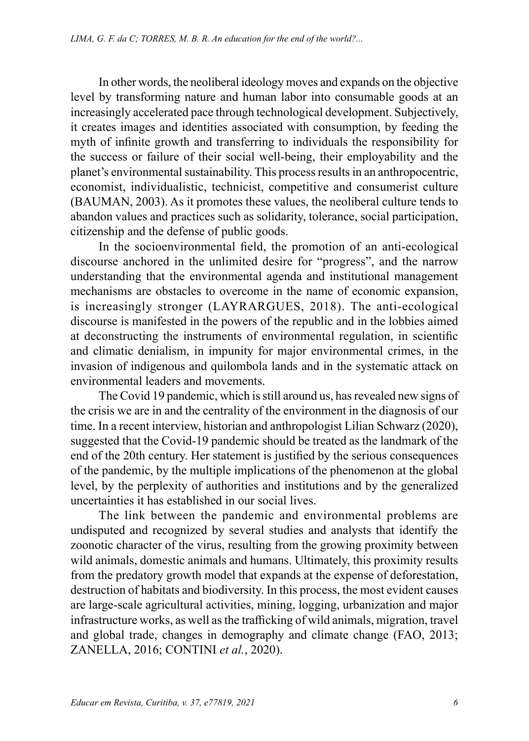In other words, the neoliberal ideology moves and expands on the objective level by transforming nature and human labor into consumable goods at an increasingly accelerated pace through technological development. Subjectively, it creates images and identities associated with consumption, by feeding the myth of infinite growth and transferring to individuals the responsibility for the success or failure of their social well-being, their employability and the planet's environmental sustainability. This process results in an anthropocentric, economist, individualistic, technicist, competitive and consumerist culture (BAUMAN, 2003). As it promotes these values, the neoliberal culture tends to abandon values and practices such as solidarity, tolerance, social participation, citizenship and the defense of public goods.

In the socioenvironmental field, the promotion of an anti-ecological discourse anchored in the unlimited desire for "progress", and the narrow understanding that the environmental agenda and institutional management mechanisms are obstacles to overcome in the name of economic expansion, is increasingly stronger (LAYRARGUES, 2018). The anti-ecological discourse is manifested in the powers of the republic and in the lobbies aimed at deconstructing the instruments of environmental regulation, in scientific and climatic denialism, in impunity for major environmental crimes, in the invasion of indigenous and quilombola lands and in the systematic attack on environmental leaders and movements.

The Covid 19 pandemic, which is still around us, has revealed new signs of the crisis we are in and the centrality of the environment in the diagnosis of our time. In a recent interview, historian and anthropologist Lilian Schwarz (2020), suggested that the Covid-19 pandemic should be treated as the landmark of the end of the 20th century. Her statement is justified by the serious consequences of the pandemic, by the multiple implications of the phenomenon at the global level, by the perplexity of authorities and institutions and by the generalized uncertainties it has established in our social lives.

The link between the pandemic and environmental problems are undisputed and recognized by several studies and analysts that identify the zoonotic character of the virus, resulting from the growing proximity between wild animals, domestic animals and humans. Ultimately, this proximity results from the predatory growth model that expands at the expense of deforestation, destruction of habitats and biodiversity. In this process, the most evident causes are large-scale agricultural activities, mining, logging, urbanization and major infrastructure works, as well as the trafficking of wild animals, migration, travel and global trade, changes in demography and climate change (FAO, 2013; ZANELLA, 2016; CONTINI *et al.*, 2020).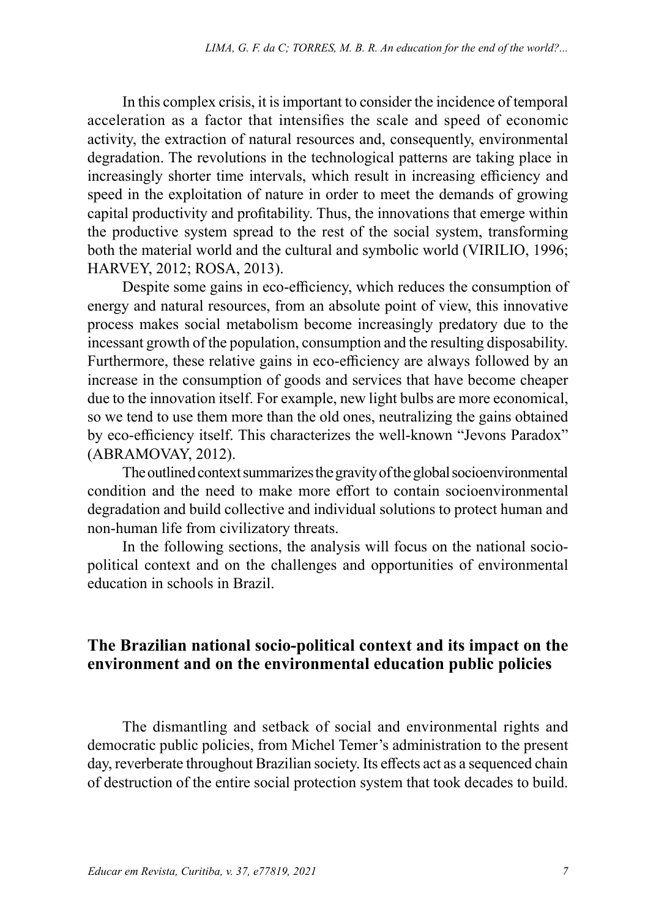In this complex crisis, it is important to consider the incidence of temporal acceleration as a factor that intensifies the scale and speed of economic activity, the extraction of natural resources and, consequently, environmental degradation. The revolutions in the technological patterns are taking place in increasingly shorter time intervals, which result in increasing efficiency and speed in the exploitation of nature in order to meet the demands of growing capital productivity and profitability. Thus, the innovations that emerge within the productive system spread to the rest of the social system, transforming both the material world and the cultural and symbolic world (VIRILIO, 1996; HARVEY, 2012; ROSA, 2013).

Despite some gains in eco-efficiency, which reduces the consumption of energy and natural resources, from an absolute point of view, this innovative process makes social metabolism become increasingly predatory due to the incessant growth of the population, consumption and the resulting disposability. Furthermore, these relative gains in eco-efficiency are always followed by an increase in the consumption of goods and services that have become cheaper due to the innovation itself. For example, new light bulbs are more economical, so we tend to use them more than the old ones, neutralizing the gains obtained by eco-efficiency itself. This characterizes the well-known "Jevons Paradox" (ABRAMOVAY, 2012).

The outlined context summarizes the gravity of the global socioenvironmental condition and the need to make more effort to contain socioenvironmental degradation and build collective and individual solutions to protect human and non-human life from civilizatory threats.

In the following sections, the analysis will focus on the national socio-political context and on the challenges and opportunities of environmental education in schools in Brazil.

## The Brazilian national socio-political context and its impact on the environment and on the environmental education public policies

The dismantling and setback of social and environmental rights and democratic public policies, from Michel Temer's administration to the present day, reverberate throughout Brazilian society. Its effects act as a sequenced chain of destruction of the entire social protection system that took decades to build.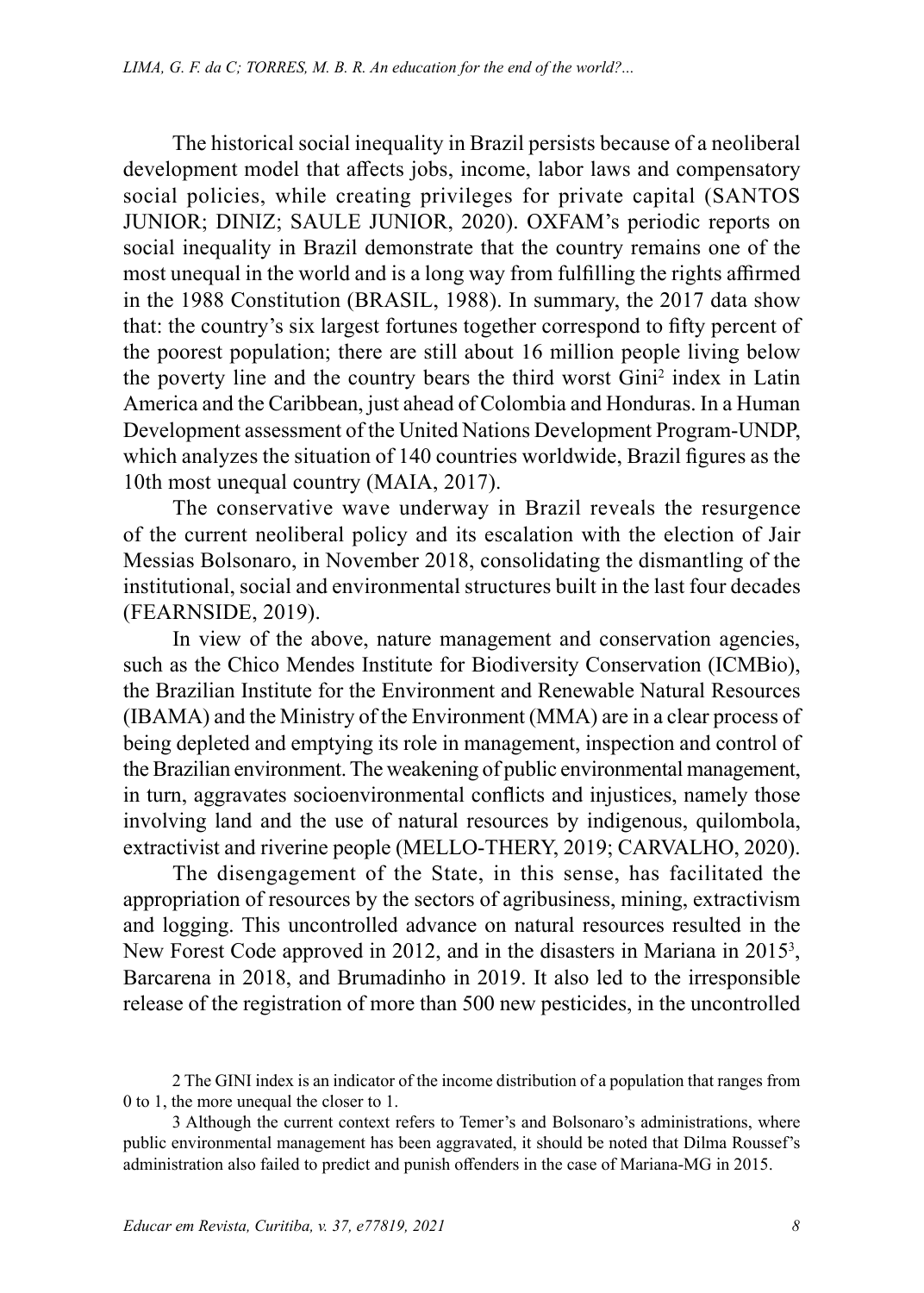The historical social inequality in Brazil persists because of a neoliberal development model that affects jobs, income, labor laws and compensatory social policies, while creating privileges for private capital (SANTOS JUNIOR; DINIZ; SAULE JUNIOR, 2020). OXFAM's periodic reports on social inequality in Brazil demonstrate that the country remains one of the most unequal in the world and is a long way from fulfilling the rights affirmed in the 1988 Constitution (BRASIL, 1988). In summary, the 2017 data show that: the country's six largest fortunes together correspond to fifty percent of the poorest population; there are still about 16 million people living below the poverty line and the country bears the third worst Gini[2] index in Latin America and the Caribbean, just ahead of Colombia and Honduras. In a Human Development assessment of the United Nations Development Program-UNDP, which analyzes the situation of 140 countries worldwide, Brazil figures as the 10th most unequal country (MAIA, 2017).

The conservative wave underway in Brazil reveals the resurgence of the current neoliberal policy and its escalation with the election of Jair Messias Bolsonaro, in November 2018, consolidating the dismantling of the institutional, social and environmental structures built in the last four decades (FEARNSIDE, 2019).

In view of the above, nature management and conservation agencies, such as the Chico Mendes Institute for Biodiversity Conservation (ICMBio), the Brazilian Institute for the Environment and Renewable Natural Resources (IBAMA) and the Ministry of the Environment (MMA) are in a clear process of being depleted and emptying its role in management, inspection and control of the Brazilian environment. The weakening of public environmental management, in turn, aggravates socioenvironmental conflicts and injustices, namely those involving land and the use of natural resources by indigenous, quilombola, extractivist and riverine people (MELLO-THERY, 2019; CARVALHO, 2020).

The disengagement of the State, in this sense, has facilitated the appropriation of resources by the sectors of agribusiness, mining, extractivism and logging. This uncontrolled advance on natural resources resulted in the New Forest Code approved in 2012, and in the disasters in Mariana in 2015[3], Barcarena in 2018, and Brumadinho in 2019. It also led to the irresponsible release of the registration of more than 500 new pesticides, in the uncontrolled

2 The GINI index is an indicator of the income distribution of a population that ranges from 0 to 1, the more unequal the closer to 1.

3 Although the current context refers to Temer's and Bolsonaro's administrations, where public environmental management has been aggravated, it should be noted that Dilma Roussef's administration also failed to predict and punish offenders in the case of Mariana-MG in 2015.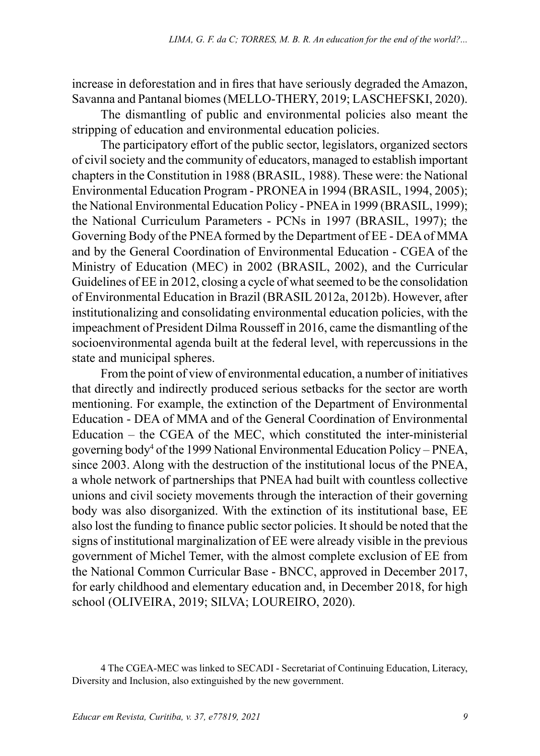increase in deforestation and in fires that have seriously degraded the Amazon, Savanna and Pantanal biomes (MELLO-THERY, 2019; LASCHEFSKI, 2020).

The dismantling of public and environmental policies also meant the stripping of education and environmental education policies.

The participatory effort of the public sector, legislators, organized sectors of civil society and the community of educators, managed to establish important chapters in the Constitution in 1988 (BRASIL, 1988). These were: the National Environmental Education Program - PRONEA in 1994 (BRASIL, 1994, 2005); the National Environmental Education Policy - PNEA in 1999 (BRASIL, 1999); the National Curriculum Parameters - PCNs in 1997 (BRASIL, 1997); the Governing Body of the PNEA formed by the Department of EE - DEA of MMA and by the General Coordination of Environmental Education - CGEA of the Ministry of Education (MEC) in 2002 (BRASIL, 2002), and the Curricular Guidelines of EE in 2012, closing a cycle of what seemed to be the consolidation of Environmental Education in Brazil (BRASIL 2012a, 2012b). However, after institutionalizing and consolidating environmental education policies, with the impeachment of President Dilma Rousseff in 2016, came the dismantling of the socioenvironmental agenda built at the federal level, with repercussions in the state and municipal spheres.

From the point of view of environmental education, a number of initiatives that directly and indirectly produced serious setbacks for the sector are worth mentioning. For example, the extinction of the Department of Environmental Education - DEA of MMA and of the General Coordination of Environmental Education – the CGEA of the MEC, which constituted the inter-ministerial governing body[4] of the 1999 National Environmental Education Policy – PNEA, since 2003. Along with the destruction of the institutional locus of the PNEA, a whole network of partnerships that PNEA had built with countless collective unions and civil society movements through the interaction of their governing body was also disorganized. With the extinction of its institutional base, EE also lost the funding to finance public sector policies. It should be noted that the signs of institutional marginalization of EE were already visible in the previous government of Michel Temer, with the almost complete exclusion of EE from the National Common Curricular Base - BNCC, approved in December 2017, for early childhood and elementary education and, in December 2018, for high school (OLIVEIRA, 2019; SILVA; LOUREIRO, 2020).

4 The CGEA-MEC was linked to SECADI - Secretariat of Continuing Education, Literacy, Diversity and Inclusion, also extinguished by the new government.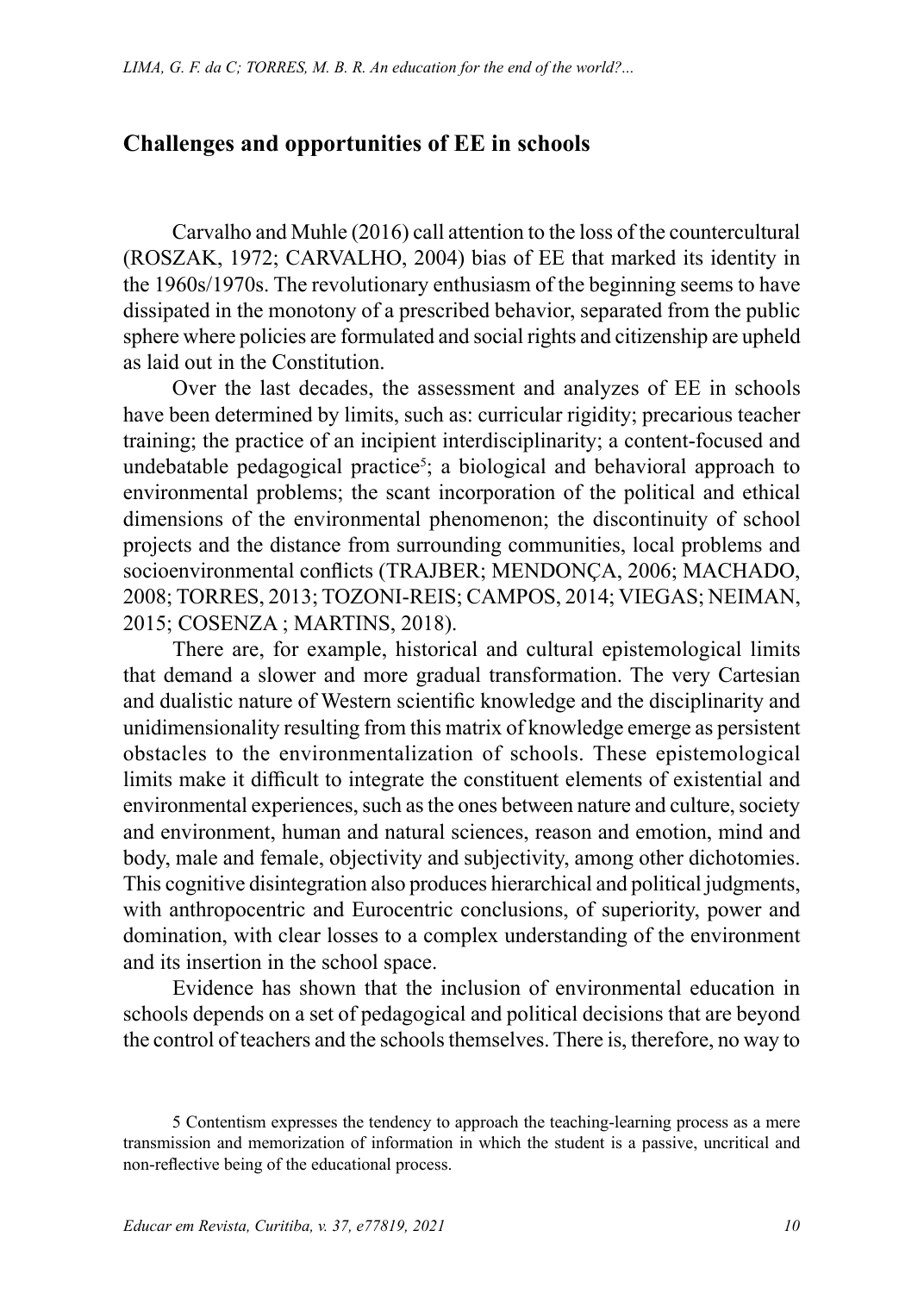## Challenges and opportunities of EE in schools

Carvalho and Muhle (2016) call attention to the loss of the countercultural (ROSZAK, 1972; CARVALHO, 2004) bias of EE that marked its identity in the 1960s/1970s. The revolutionary enthusiasm of the beginning seems to have dissipated in the monotony of a prescribed behavior, separated from the public sphere where policies are formulated and social rights and citizenship are upheld as laid out in the Constitution.

Over the last decades, the assessment and analyzes of EE in schools have been determined by limits, such as: curricular rigidity; precarious teacher training; the practice of an incipient interdisciplinarity; a content-focused and undebatable pedagogical practice[5]; a biological and behavioral approach to environmental problems; the scant incorporation of the political and ethical dimensions of the environmental phenomenon; the discontinuity of school projects and the distance from surrounding communities, local problems and socioenvironmental conflicts (TRAJBER; MENDONÇA, 2006; MACHADO, 2008; TORRES, 2013; TOZONI-REIS; CAMPOS, 2014; VIEGAS; NEIMAN, 2015; COSENZA ; MARTINS, 2018).

There are, for example, historical and cultural epistemological limits that demand a slower and more gradual transformation. The very Cartesian and dualistic nature of Western scientific knowledge and the disciplinarity and unidimensionality resulting from this matrix of knowledge emerge as persistent obstacles to the environmentalization of schools. These epistemological limits make it difficult to integrate the constituent elements of existential and environmental experiences, such as the ones between nature and culture, society and environment, human and natural sciences, reason and emotion, mind and body, male and female, objectivity and subjectivity, among other dichotomies. This cognitive disintegration also produces hierarchical and political judgments, with anthropocentric and Eurocentric conclusions, of superiority, power and domination, with clear losses to a complex understanding of the environment and its insertion in the school space.

Evidence has shown that the inclusion of environmental education in schools depends on a set of pedagogical and political decisions that are beyond the control of teachers and the schools themselves. There is, therefore, no way to

5 Contentism expresses the tendency to approach the teaching-learning process as a mere transmission and memorization of information in which the student is a passive, uncritical and non-reflective being of the educational process.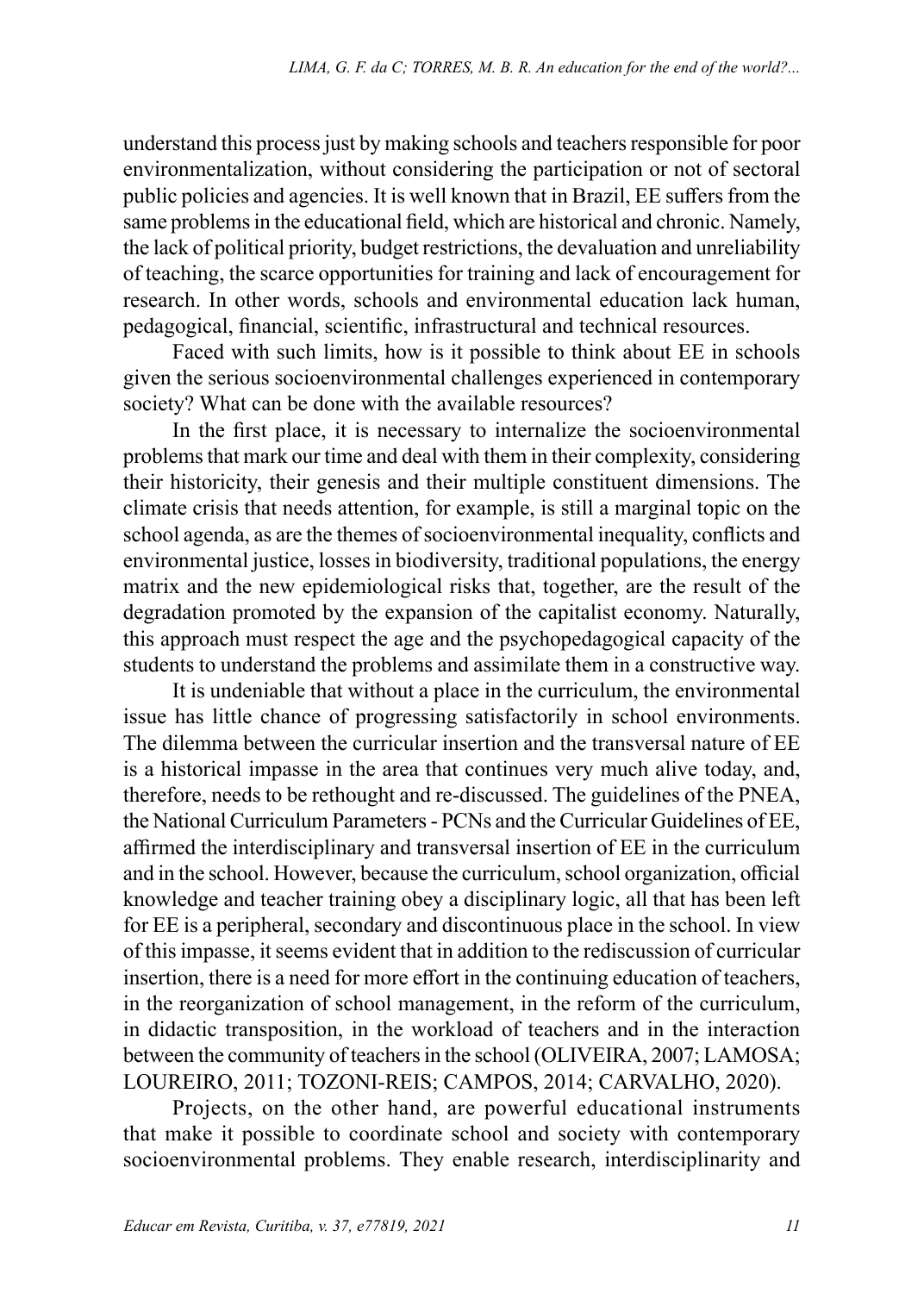understand this process just by making schools and teachers responsible for poor environmentalization, without considering the participation or not of sectoral public policies and agencies. It is well known that in Brazil, EE suffers from the same problems in the educational field, which are historical and chronic. Namely, the lack of political priority, budget restrictions, the devaluation and unreliability of teaching, the scarce opportunities for training and lack of encouragement for research. In other words, schools and environmental education lack human, pedagogical, financial, scientific, infrastructural and technical resources.

Faced with such limits, how is it possible to think about EE in schools given the serious socioenvironmental challenges experienced in contemporary society? What can be done with the available resources?

In the first place, it is necessary to internalize the socioenvironmental problems that mark our time and deal with them in their complexity, considering their historicity, their genesis and their multiple constituent dimensions. The climate crisis that needs attention, for example, is still a marginal topic on the school agenda, as are the themes of socioenvironmental inequality, conflicts and environmental justice, losses in biodiversity, traditional populations, the energy matrix and the new epidemiological risks that, together, are the result of the degradation promoted by the expansion of the capitalist economy. Naturally, this approach must respect the age and the psychopedagogical capacity of the students to understand the problems and assimilate them in a constructive way.

It is undeniable that without a place in the curriculum, the environmental issue has little chance of progressing satisfactorily in school environments. The dilemma between the curricular insertion and the transversal nature of EE is a historical impasse in the area that continues very much alive today, and, therefore, needs to be rethought and re-discussed. The guidelines of the PNEA, the National Curriculum Parameters - PCNs and the Curricular Guidelines of EE, affirmed the interdisciplinary and transversal insertion of EE in the curriculum and in the school. However, because the curriculum, school organization, official knowledge and teacher training obey a disciplinary logic, all that has been left for EE is a peripheral, secondary and discontinuous place in the school. In view of this impasse, it seems evident that in addition to the rediscussion of curricular insertion, there is a need for more effort in the continuing education of teachers, in the reorganization of school management, in the reform of the curriculum, in didactic transposition, in the workload of teachers and in the interaction between the community of teachers in the school (OLIVEIRA, 2007; LAMOSA; LOUREIRO, 2011; TOZONI-REIS; CAMPOS, 2014; CARVALHO, 2020).

Projects, on the other hand, are powerful educational instruments that make it possible to coordinate school and society with contemporary socioenvironmental problems. They enable research, interdisciplinarity and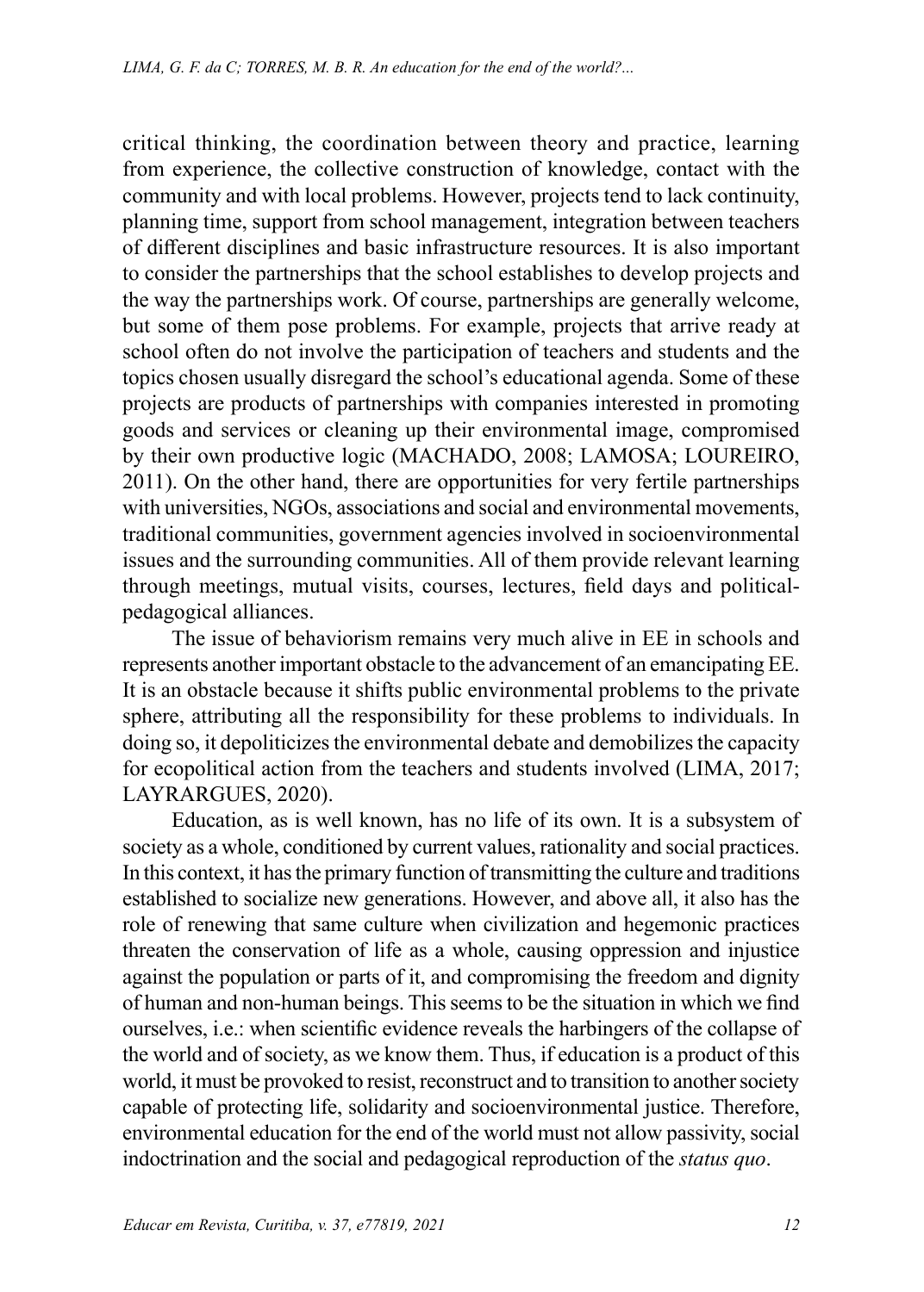critical thinking, the coordination between theory and practice, learning from experience, the collective construction of knowledge, contact with the community and with local problems. However, projects tend to lack continuity, planning time, support from school management, integration between teachers of different disciplines and basic infrastructure resources. It is also important to consider the partnerships that the school establishes to develop projects and the way the partnerships work. Of course, partnerships are generally welcome, but some of them pose problems. For example, projects that arrive ready at school often do not involve the participation of teachers and students and the topics chosen usually disregard the school's educational agenda. Some of these projects are products of partnerships with companies interested in promoting goods and services or cleaning up their environmental image, compromised by their own productive logic (MACHADO, 2008; LAMOSA; LOUREIRO, 2011). On the other hand, there are opportunities for very fertile partnerships with universities, NGOs, associations and social and environmental movements, traditional communities, government agencies involved in socioenvironmental issues and the surrounding communities. All of them provide relevant learning through meetings, mutual visits, courses, lectures, field days and political-pedagogical alliances.

The issue of behaviorism remains very much alive in EE in schools and represents another important obstacle to the advancement of an emancipating EE. It is an obstacle because it shifts public environmental problems to the private sphere, attributing all the responsibility for these problems to individuals. In doing so, it depoliticizes the environmental debate and demobilizes the capacity for ecopolitical action from the teachers and students involved (LIMA, 2017; LAYRARGUES, 2020).

Education, as is well known, has no life of its own. It is a subsystem of society as a whole, conditioned by current values, rationality and social practices. In this context, it has the primary function of transmitting the culture and traditions established to socialize new generations. However, and above all, it also has the role of renewing that same culture when civilization and hegemonic practices threaten the conservation of life as a whole, causing oppression and injustice against the population or parts of it, and compromising the freedom and dignity of human and non-human beings. This seems to be the situation in which we find ourselves, i.e.: when scientific evidence reveals the harbingers of the collapse of the world and of society, as we know them. Thus, if education is a product of this world, it must be provoked to resist, reconstruct and to transition to another society capable of protecting life, solidarity and socioenvironmental justice. Therefore, environmental education for the end of the world must not allow passivity, social indoctrination and the social and pedagogical reproduction of the *status quo*.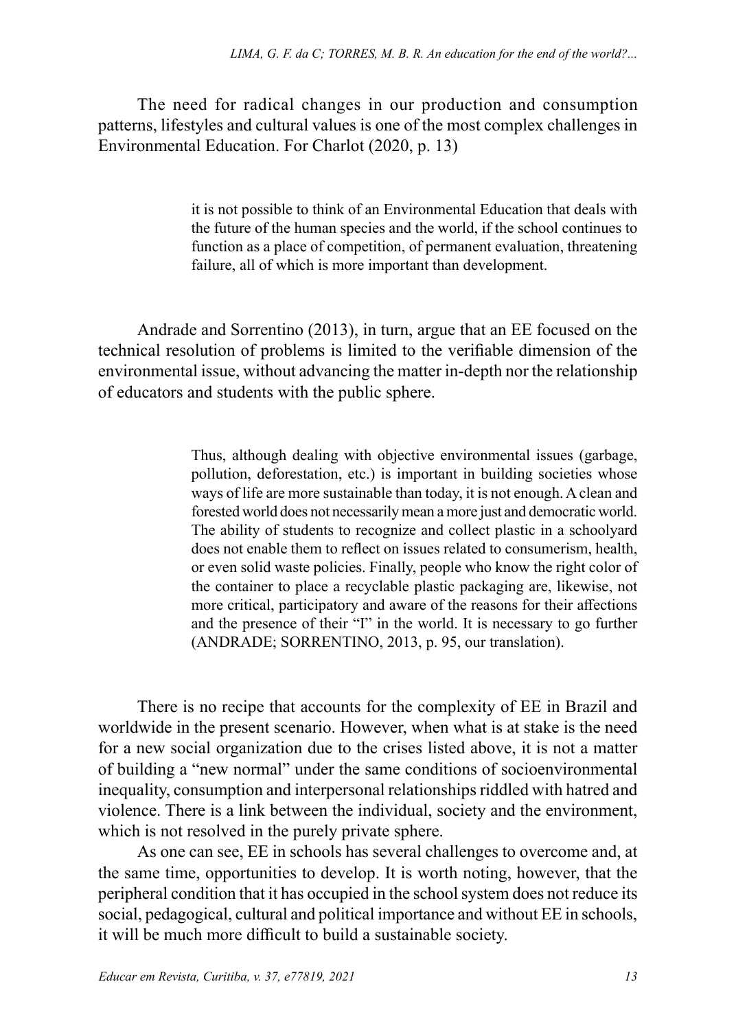The need for radical changes in our production and consumption patterns, lifestyles and cultural values is one of the most complex challenges in Environmental Education. For Charlot (2020, p. 13)

> it is not possible to think of an Environmental Education that deals with the future of the human species and the world, if the school continues to function as a place of competition, of permanent evaluation, threatening failure, all of which is more important than development.

Andrade and Sorrentino (2013), in turn, argue that an EE focused on the technical resolution of problems is limited to the verifiable dimension of the environmental issue, without advancing the matter in-depth nor the relationship of educators and students with the public sphere.

> Thus, although dealing with objective environmental issues (garbage, pollution, deforestation, etc.) is important in building societies whose ways of life are more sustainable than today, it is not enough. A clean and forested world does not necessarily mean a more just and democratic world. The ability of students to recognize and collect plastic in a schoolyard does not enable them to reflect on issues related to consumerism, health, or even solid waste policies. Finally, people who know the right color of the container to place a recyclable plastic packaging are, likewise, not more critical, participatory and aware of the reasons for their affections and the presence of their "I" in the world. It is necessary to go further (ANDRADE; SORRENTINO, 2013, p. 95, our translation).

There is no recipe that accounts for the complexity of EE in Brazil and worldwide in the present scenario. However, when what is at stake is the need for a new social organization due to the crises listed above, it is not a matter of building a "new normal" under the same conditions of socioenvironmental inequality, consumption and interpersonal relationships riddled with hatred and violence. There is a link between the individual, society and the environment, which is not resolved in the purely private sphere.

As one can see, EE in schools has several challenges to overcome and, at the same time, opportunities to develop. It is worth noting, however, that the peripheral condition that it has occupied in the school system does not reduce its social, pedagogical, cultural and political importance and without EE in schools, it will be much more difficult to build a sustainable society.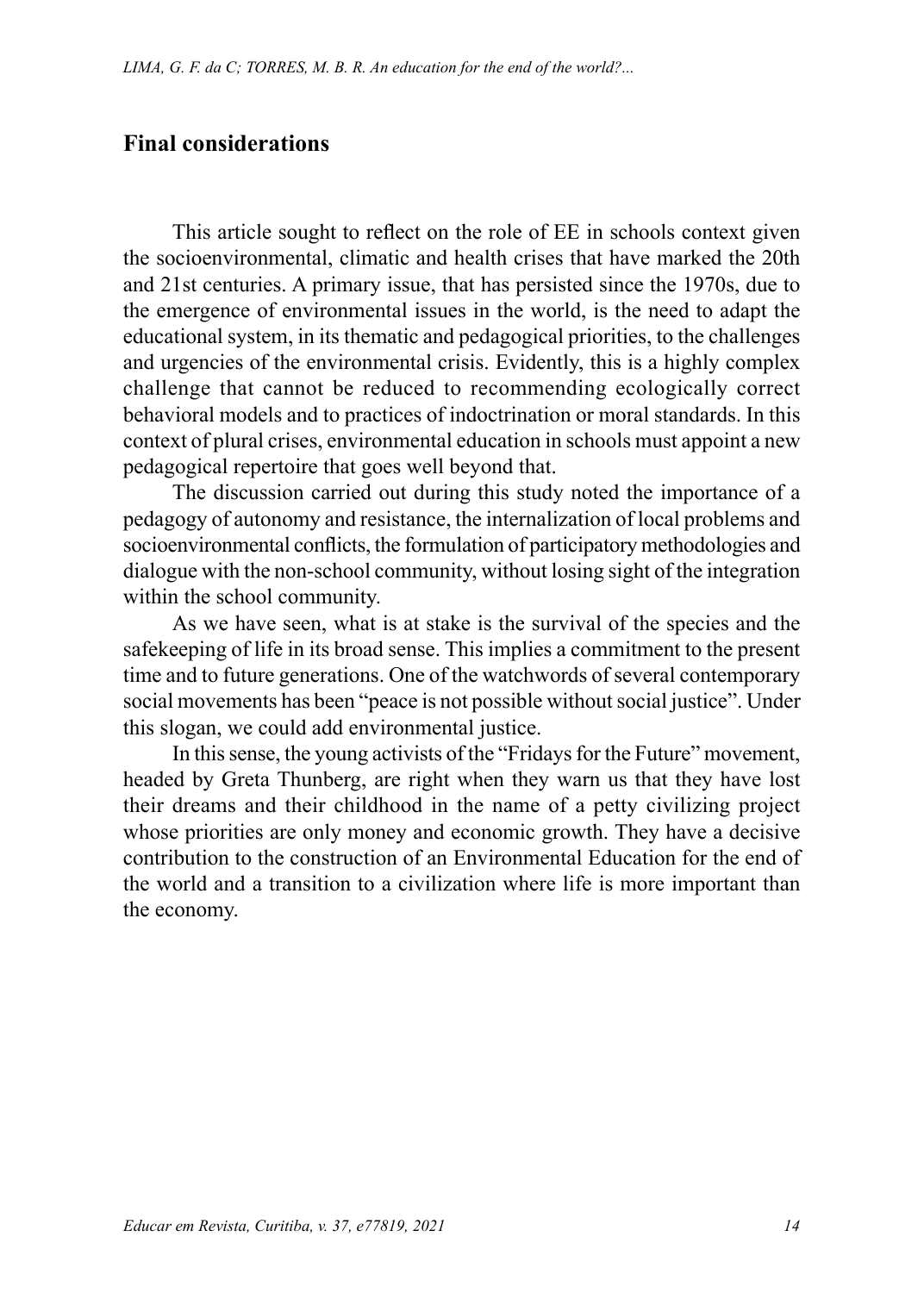## Final considerations

This article sought to reflect on the role of EE in schools context given the socioenvironmental, climatic and health crises that have marked the 20th and 21st centuries. A primary issue, that has persisted since the 1970s, due to the emergence of environmental issues in the world, is the need to adapt the educational system, in its thematic and pedagogical priorities, to the challenges and urgencies of the environmental crisis. Evidently, this is a highly complex challenge that cannot be reduced to recommending ecologically correct behavioral models and to practices of indoctrination or moral standards. In this context of plural crises, environmental education in schools must appoint a new pedagogical repertoire that goes well beyond that.

The discussion carried out during this study noted the importance of a pedagogy of autonomy and resistance, the internalization of local problems and socioenvironmental conflicts, the formulation of participatory methodologies and dialogue with the non-school community, without losing sight of the integration within the school community.

As we have seen, what is at stake is the survival of the species and the safekeeping of life in its broad sense. This implies a commitment to the present time and to future generations. One of the watchwords of several contemporary social movements has been "peace is not possible without social justice". Under this slogan, we could add environmental justice.

In this sense, the young activists of the "Fridays for the Future" movement, headed by Greta Thunberg, are right when they warn us that they have lost their dreams and their childhood in the name of a petty civilizing project whose priorities are only money and economic growth. They have a decisive contribution to the construction of an Environmental Education for the end of the world and a transition to a civilization where life is more important than the economy.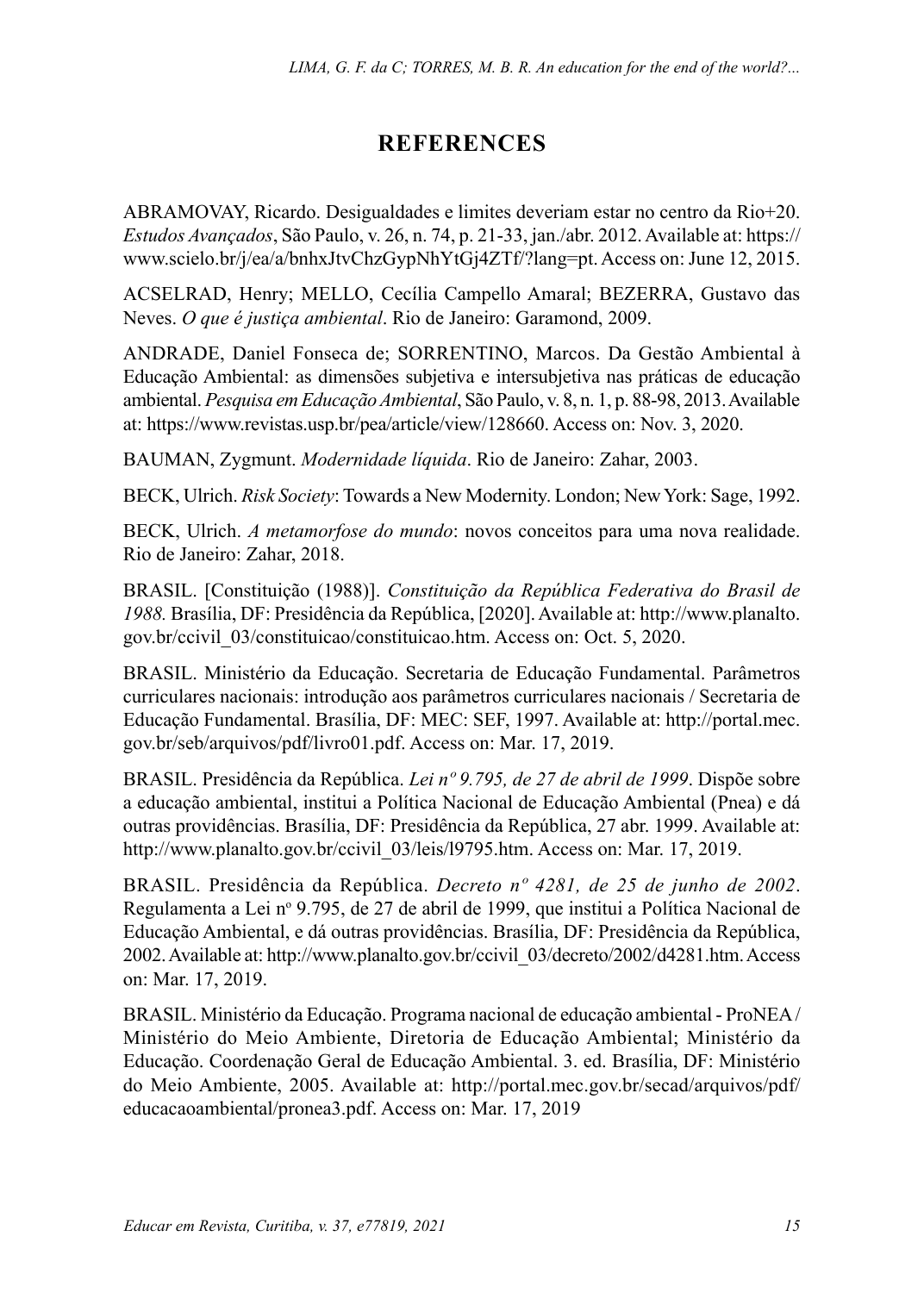## REFERENCES

ABRAMOVAY, Ricardo. Desigualdades e limites deveriam estar no centro da Rio+20. *Estudos Avançados*, São Paulo, v. 26, n. 74, p. 21-33, jan./abr. 2012. Available at: https://www.scielo.br/j/ea/a/bnhxJtvChzGypNhYtGj4ZTf/?lang=pt. Access on: June 12, 2015.

ACSELRAD, Henry; MELLO, Cecília Campello Amaral; BEZERRA, Gustavo das Neves. *O que é justiça ambiental*. Rio de Janeiro: Garamond, 2009.

ANDRADE, Daniel Fonseca de; SORRENTINO, Marcos. Da Gestão Ambiental à Educação Ambiental: as dimensões subjetiva e intersubjetiva nas práticas de educação ambiental. *Pesquisa em Educação Ambiental*, São Paulo, v. 8, n. 1, p. 88-98, 2013. Available at: https://www.revistas.usp.br/pea/article/view/128660. Access on: Nov. 3, 2020.

BAUMAN, Zygmunt. *Modernidade líquida*. Rio de Janeiro: Zahar, 2003.

BECK, Ulrich. *Risk Society*: Towards a New Modernity. London; New York: Sage, 1992.

BECK, Ulrich. *A metamorfose do mundo*: novos conceitos para uma nova realidade. Rio de Janeiro: Zahar, 2018.

BRASIL. [Constituição (1988)]. *Constituição da República Federativa do Brasil de 1988.* Brasília, DF: Presidência da República, [2020]. Available at: http://www.planalto.gov.br/ccivil_03/constituicao/constituicao.htm. Access on: Oct. 5, 2020.

BRASIL. Ministério da Educação. Secretaria de Educação Fundamental. Parâmetros curriculares nacionais: introdução aos parâmetros curriculares nacionais / Secretaria de Educação Fundamental. Brasília, DF: MEC: SEF, 1997. Available at: http://portal.mec.gov.br/seb/arquivos/pdf/livro01.pdf. Access on: Mar. 17, 2019.

BRASIL. Presidência da República. *Lei nº 9.795, de 27 de abril de 1999*. Dispõe sobre a educação ambiental, institui a Política Nacional de Educação Ambiental (Pnea) e dá outras providências. Brasília, DF: Presidência da República, 27 abr. 1999. Available at: http://www.planalto.gov.br/ccivil_03/leis/l9795.htm. Access on: Mar. 17, 2019.

BRASIL. Presidência da República. *Decreto nº 4281, de 25 de junho de 2002*. Regulamenta a Lei nº 9.795, de 27 de abril de 1999, que institui a Política Nacional de Educação Ambiental, e dá outras providências. Brasília, DF: Presidência da República, 2002. Available at: http://www.planalto.gov.br/ccivil_03/decreto/2002/d4281.htm. Access on: Mar. 17, 2019.

BRASIL. Ministério da Educação. Programa nacional de educação ambiental - ProNEA / Ministério do Meio Ambiente, Diretoria de Educação Ambiental; Ministério da Educação. Coordenação Geral de Educação Ambiental. 3. ed. Brasília, DF: Ministério do Meio Ambiente, 2005. Available at: http://portal.mec.gov.br/secad/arquivos/pdf/educacaoambiental/pronea3.pdf. Access on: Mar. 17, 2019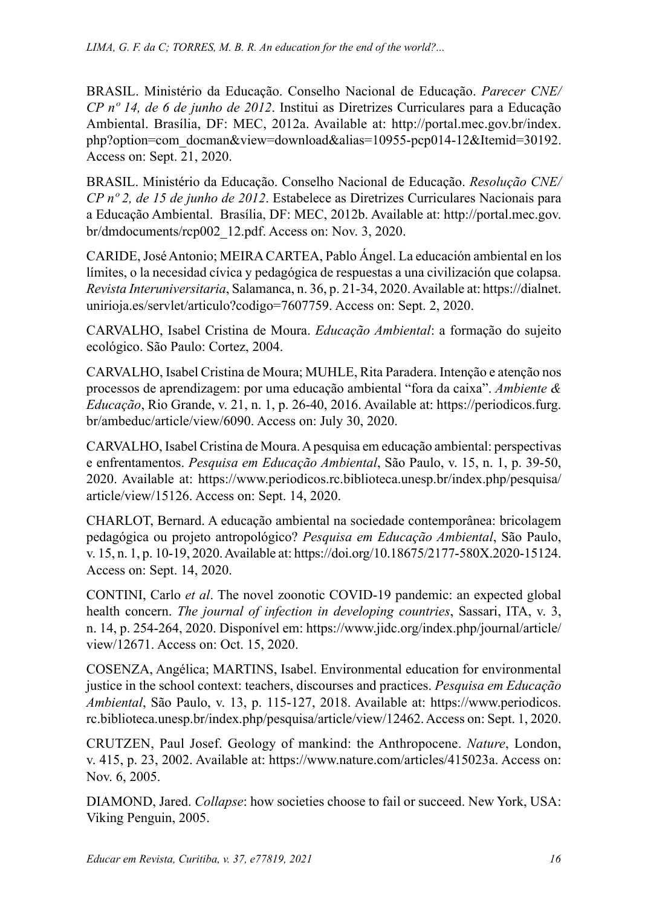BRASIL. Ministério da Educação. Conselho Nacional de Educação. *Parecer CNE/ CP nº 14, de 6 de junho de 2012*. Institui as Diretrizes Curriculares para a Educação Ambiental. Brasília, DF: MEC, 2012a. Available at: http://portal.mec.gov.br/index.php?option=com_docman&view=download&alias=10955-pcp014-12&Itemid=30192. Access on: Sept. 21, 2020.

BRASIL. Ministério da Educação. Conselho Nacional de Educação. *Resolução CNE/ CP nº 2, de 15 de junho de 2012*. Estabelece as Diretrizes Curriculares Nacionais para a Educação Ambiental. Brasília, DF: MEC, 2012b. Available at: http://portal.mec.gov.br/dmdocuments/rcp002_12.pdf. Access on: Nov. 3, 2020.

CARIDE, José Antonio; MEIRA CARTEA, Pablo Ángel. La educación ambiental en los límites, o la necesidad cívica y pedagógica de respuestas a una civilización que colapsa. *Revista Interuniversitaria*, Salamanca, n. 36, p. 21-34, 2020. Available at: https://dialnet.unirioja.es/servlet/articulo?codigo=7607759. Access on: Sept. 2, 2020.

CARVALHO, Isabel Cristina de Moura. *Educação Ambiental*: a formação do sujeito ecológico. São Paulo: Cortez, 2004.

CARVALHO, Isabel Cristina de Moura; MUHLE, Rita Paradera. Intenção e atenção nos processos de aprendizagem: por uma educação ambiental "fora da caixa". *Ambiente & Educação*, Rio Grande, v. 21, n. 1, p. 26-40, 2016. Available at: https://periodicos.furg.br/ambeduc/article/view/6090. Access on: July 30, 2020.

CARVALHO, Isabel Cristina de Moura. A pesquisa em educação ambiental: perspectivas e enfrentamentos. *Pesquisa em Educação Ambiental*, São Paulo, v. 15, n. 1, p. 39-50, 2020. Available at: https://www.periodicos.rc.biblioteca.unesp.br/index.php/pesquisa/article/view/15126. Access on: Sept. 14, 2020.

CHARLOT, Bernard. A educação ambiental na sociedade contemporânea: bricolagem pedagógica ou projeto antropológico? *Pesquisa em Educação Ambiental*, São Paulo, v. 15, n. 1, p. 10-19, 2020. Available at: https://doi.org/10.18675/2177-580X.2020-15124. Access on: Sept. 14, 2020.

CONTINI, Carlo *et al*. The novel zoonotic COVID-19 pandemic: an expected global health concern. *The journal of infection in developing countries*, Sassari, ITA, v. 3, n. 14, p. 254-264, 2020. Disponível em: https://www.jidc.org/index.php/journal/article/view/12671. Access on: Oct. 15, 2020.

COSENZA, Angélica; MARTINS, Isabel. Environmental education for environmental justice in the school context: teachers, discourses and practices. *Pesquisa em Educação Ambiental*, São Paulo, v. 13, p. 115-127, 2018. Available at: https://www.periodicos.rc.biblioteca.unesp.br/index.php/pesquisa/article/view/12462. Access on: Sept. 1, 2020.

CRUTZEN, Paul Josef. Geology of mankind: the Anthropocene. *Nature*, London, v. 415, p. 23, 2002. Available at: https://www.nature.com/articles/415023a. Access on: Nov. 6, 2005.

DIAMOND, Jared. *Collapse*: how societies choose to fail or succeed. New York, USA: Viking Penguin, 2005.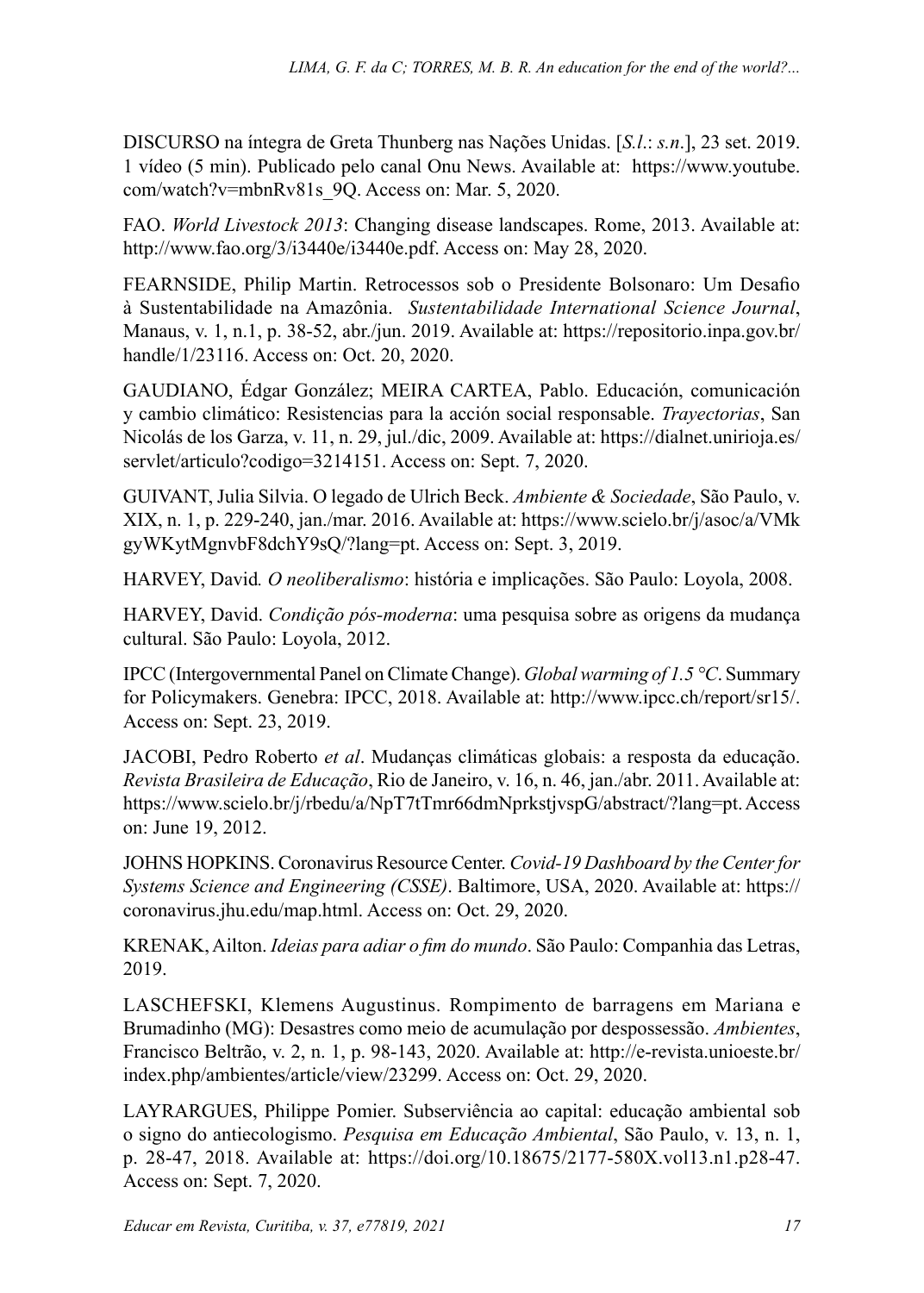DISCURSO na íntegra de Greta Thunberg nas Nações Unidas. [*S.l.*: *s.n*.], 23 set. 2019. 1 vídeo (5 min). Publicado pelo canal Onu News. Available at: https://www.youtube.com/watch?v=mbnRv81s_9Q. Access on: Mar. 5, 2020.

FAO. *World Livestock 2013*: Changing disease landscapes. Rome, 2013. Available at: http://www.fao.org/3/i3440e/i3440e.pdf. Access on: May 28, 2020.

FEARNSIDE, Philip Martin. Retrocessos sob o Presidente Bolsonaro: Um Desafio à Sustentabilidade na Amazônia. *Sustentabilidade International Science Journal*, Manaus, v. 1, n.1, p. 38-52, abr./jun. 2019. Available at: https://repositorio.inpa.gov.br/handle/1/23116. Access on: Oct. 20, 2020.

GAUDIANO, Édgar González; MEIRA CARTEA, Pablo. Educación, comunicación y cambio climático: Resistencias para la acción social responsable. *Trayectorias*, San Nicolás de los Garza, v. 11, n. 29, jul./dic, 2009. Available at: https://dialnet.unirioja.es/servlet/articulo?codigo=3214151. Access on: Sept. 7, 2020.

GUIVANT, Julia Silvia. O legado de Ulrich Beck. *Ambiente & Sociedade*, São Paulo, v. XIX, n. 1, p. 229-240, jan./mar. 2016. Available at: https://www.scielo.br/j/asoc/a/VMkgyWKytMgnvbF8dchY9sQ/?lang=pt. Access on: Sept. 3, 2019.

HARVEY, David*. O neoliberalismo*: história e implicações. São Paulo: Loyola, 2008.

HARVEY, David. *Condição pós-moderna*: uma pesquisa sobre as origens da mudança cultural. São Paulo: Loyola, 2012.

IPCC (Intergovernmental Panel on Climate Change). *Global warming of 1.5 °C*. Summary for Policymakers. Genebra: IPCC, 2018. Available at: http://www.ipcc.ch/report/sr15/. Access on: Sept. 23, 2019.

JACOBI, Pedro Roberto *et al*. Mudanças climáticas globais: a resposta da educação. *Revista Brasileira de Educação*, Rio de Janeiro, v. 16, n. 46, jan./abr. 2011. Available at: https://www.scielo.br/j/rbedu/a/NpT7tTmr66dmNprkstjvspG/abstract/?lang=pt. Access on: June 19, 2012.

JOHNS HOPKINS. Coronavirus Resource Center. *Covid-19 Dashboard by the Center for Systems Science and Engineering (CSSE)*. Baltimore, USA, 2020. Available at: https://coronavirus.jhu.edu/map.html. Access on: Oct. 29, 2020.

KRENAK, Ailton. *Ideias para adiar o fim do mundo*. São Paulo: Companhia das Letras, 2019.

LASCHEFSKI, Klemens Augustinus. Rompimento de barragens em Mariana e Brumadinho (MG): Desastres como meio de acumulação por despossessão. *Ambientes*, Francisco Beltrão, v. 2, n. 1, p. 98-143, 2020. Available at: http://e-revista.unioeste.br/index.php/ambientes/article/view/23299. Access on: Oct. 29, 2020.

LAYRARGUES, Philippe Pomier. Subserviência ao capital: educação ambiental sob o signo do antiecologismo. *Pesquisa em Educação Ambiental*, São Paulo, v. 13, n. 1, p. 28-47, 2018. Available at: https://doi.org/10.18675/2177-580X.vol13.n1.p28-47. Access on: Sept. 7, 2020.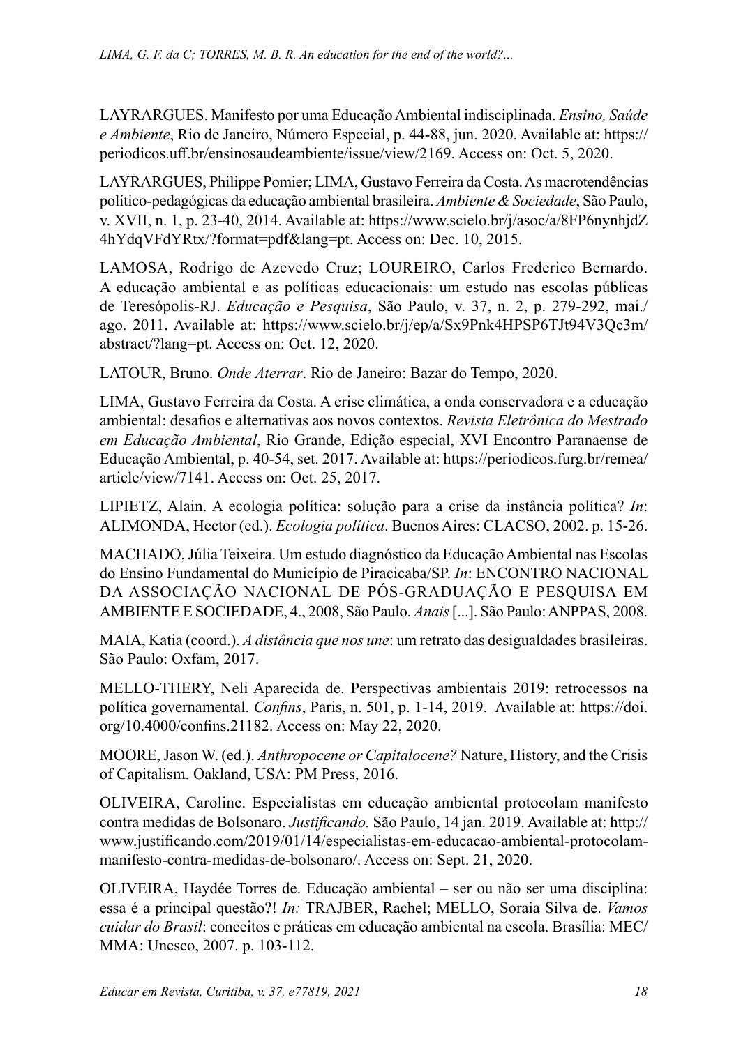LAYRARGUES. Manifesto por uma Educação Ambiental indisciplinada. *Ensino, Saúde e Ambiente*, Rio de Janeiro, Número Especial, p. 44-88, jun. 2020. Available at: https://periodicos.uff.br/ensinosaudeambiente/issue/view/2169. Access on: Oct. 5, 2020.

LAYRARGUES, Philippe Pomier; LIMA, Gustavo Ferreira da Costa. As macrotendências político-pedagógicas da educação ambiental brasileira. *Ambiente & Sociedade*, São Paulo, v. XVII, n. 1, p. 23-40, 2014. Available at: https://www.scielo.br/j/asoc/a/8FP6nynhjdZ4hYdqVFdYRtx/?format=pdf&lang=pt. Access on: Dec. 10, 2015.

LAMOSA, Rodrigo de Azevedo Cruz; LOUREIRO, Carlos Frederico Bernardo. A educação ambiental e as políticas educacionais: um estudo nas escolas públicas de Teresópolis-RJ. *Educação e Pesquisa*, São Paulo, v. 37, n. 2, p. 279-292, mai./ago. 2011. Available at: https://www.scielo.br/j/ep/a/Sx9Pnk4HPSP6TJt94V3Qc3m/abstract/?lang=pt. Access on: Oct. 12, 2020.

LATOUR, Bruno. *Onde Aterrar*. Rio de Janeiro: Bazar do Tempo, 2020.

LIMA, Gustavo Ferreira da Costa. A crise climática, a onda conservadora e a educação ambiental: desafios e alternativas aos novos contextos. *Revista Eletrônica do Mestrado em Educação Ambiental*, Rio Grande, Edição especial, XVI Encontro Paranaense de Educação Ambiental, p. 40-54, set. 2017. Available at: https://periodicos.furg.br/remea/article/view/7141. Access on: Oct. 25, 2017.

LIPIETZ, Alain. A ecologia política: solução para a crise da instância política? *In*: ALIMONDA, Hector (ed.). *Ecologia política*. Buenos Aires: CLACSO, 2002. p. 15-26.

MACHADO, Júlia Teixeira. Um estudo diagnóstico da Educação Ambiental nas Escolas do Ensino Fundamental do Município de Piracicaba/SP. *In*: ENCONTRO NACIONAL DA ASSOCIAÇÃO NACIONAL DE PÓS-GRADUAÇÃO E PESQUISA EM AMBIENTE E SOCIEDADE, 4., 2008, São Paulo. *Anais* [...]. São Paulo: ANPPAS, 2008.

MAIA, Katia (coord.). *A distância que nos une*: um retrato das desigualdades brasileiras. São Paulo: Oxfam, 2017.

MELLO-THERY, Neli Aparecida de. Perspectivas ambientais 2019: retrocessos na política governamental. *Confins*, Paris, n. 501, p. 1-14, 2019. Available at: https://doi.org/10.4000/confins.21182. Access on: May 22, 2020.

MOORE, Jason W. (ed.). *Anthropocene or Capitalocene?* Nature, History, and the Crisis of Capitalism. Oakland, USA: PM Press, 2016.

OLIVEIRA, Caroline. Especialistas em educação ambiental protocolam manifesto contra medidas de Bolsonaro. *Justificando.* São Paulo, 14 jan. 2019. Available at: http://www.justificando.com/2019/01/14/especialistas-em-educacao-ambiental-protocolam-manifesto-contra-medidas-de-bolsonaro/. Access on: Sept. 21, 2020.

OLIVEIRA, Haydée Torres de. Educação ambiental – ser ou não ser uma disciplina: essa é a principal questão?! *In:* TRAJBER, Rachel; MELLO, Soraia Silva de. *Vamos cuidar do Brasil*: conceitos e práticas em educação ambiental na escola. Brasília: MEC/MMA: Unesco, 2007. p. 103-112.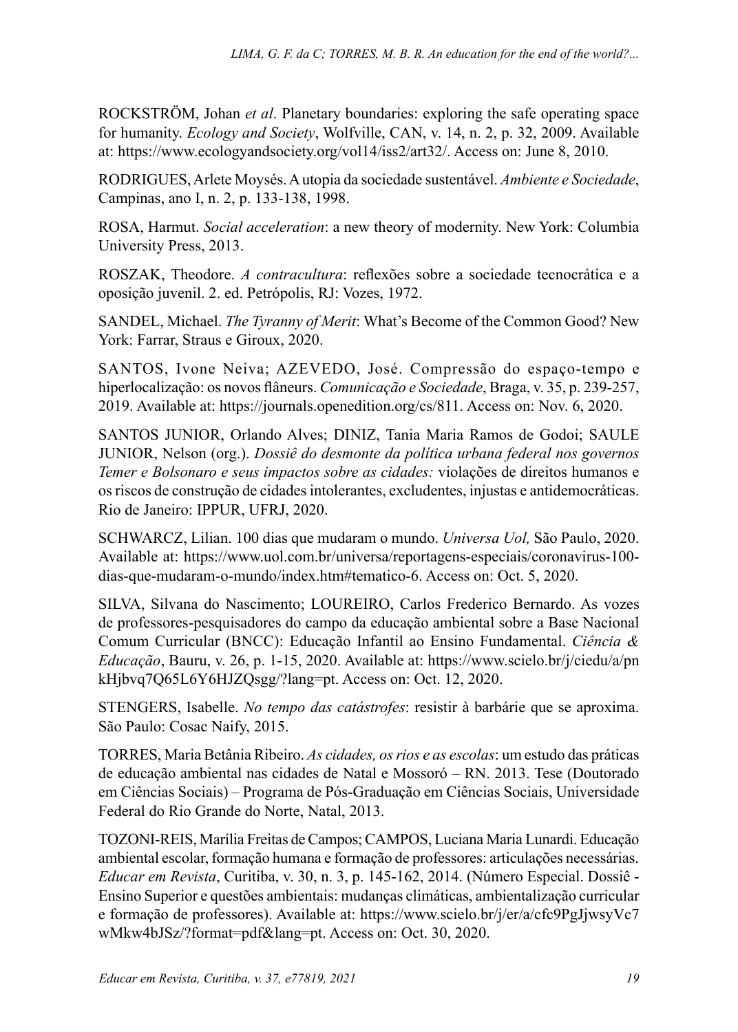ROCKSTRÖM, Johan *et al*. Planetary boundaries: exploring the safe operating space for humanity. *Ecology and Society*, Wolfville, CAN, v. 14, n. 2, p. 32, 2009. Available at: https://www.ecologyandsociety.org/vol14/iss2/art32/. Access on: June 8, 2010.

RODRIGUES, Arlete Moysés. A utopia da sociedade sustentável. *Ambiente e Sociedade*, Campinas, ano I, n. 2, p. 133-138, 1998.

ROSA, Harmut. *Social acceleration*: a new theory of modernity. New York: Columbia University Press, 2013.

ROSZAK, Theodore. *A contracultura*: reflexões sobre a sociedade tecnocrática e a oposição juvenil. 2. ed. Petrópolis, RJ: Vozes, 1972.

SANDEL, Michael. *The Tyranny of Merit*: What's Become of the Common Good? New York: Farrar, Straus e Giroux, 2020.

SANTOS, Ivone Neiva; AZEVEDO, José. Compressão do espaço-tempo e hiperlocalização: os novos flâneurs. *Comunicação e Sociedade*, Braga, v. 35, p. 239-257, 2019. Available at: https://journals.openedition.org/cs/811. Access on: Nov. 6, 2020.

SANTOS JUNIOR, Orlando Alves; DINIZ, Tania Maria Ramos de Godoi; SAULE JUNIOR, Nelson (org.). *Dossiê do desmonte da política urbana federal nos governos Temer e Bolsonaro e seus impactos sobre as cidades:* violações de direitos humanos e os riscos de construção de cidades intolerantes, excludentes, injustas e antidemocráticas. Rio de Janeiro: IPPUR, UFRJ, 2020.

SCHWARCZ, Lilian. 100 dias que mudaram o mundo. *Universa Uol,* São Paulo, 2020. Available at: https://www.uol.com.br/universa/reportagens-especiais/coronavirus-100-dias-que-mudaram-o-mundo/index.htm#tematico-6. Access on: Oct. 5, 2020.

SILVA, Silvana do Nascimento; LOUREIRO, Carlos Frederico Bernardo. As vozes de professores-pesquisadores do campo da educação ambiental sobre a Base Nacional Comum Curricular (BNCC): Educação Infantil ao Ensino Fundamental. *Ciência & Educação*, Bauru, v. 26, p. 1-15, 2020. Available at: https://www.scielo.br/j/ciedu/a/pnkHjbvq7Q65L6Y6HJZQsgg/?lang=pt. Access on: Oct. 12, 2020.

STENGERS, Isabelle. *No tempo das catástrofes*: resistir à barbárie que se aproxima. São Paulo: Cosac Naify, 2015.

TORRES, Maria Betânia Ribeiro. *As cidades, os rios e as escolas*: um estudo das práticas de educação ambiental nas cidades de Natal e Mossoró – RN. 2013. Tese (Doutorado em Ciências Sociais) – Programa de Pós-Graduação em Ciências Sociais, Universidade Federal do Rio Grande do Norte, Natal, 2013.

TOZONI-REIS, Marília Freitas de Campos; CAMPOS, Luciana Maria Lunardi. Educação ambiental escolar, formação humana e formação de professores: articulações necessárias. *Educar em Revista*, Curitiba, v. 30, n. 3, p. 145-162, 2014. (Número Especial. Dossiê - Ensino Superior e questões ambientais: mudanças climáticas, ambientalização curricular e formação de professores). Available at: https://www.scielo.br/j/er/a/cfc9PgJjwsyVc7wMkw4bJSz/?format=pdf&lang=pt. Access on: Oct. 30, 2020.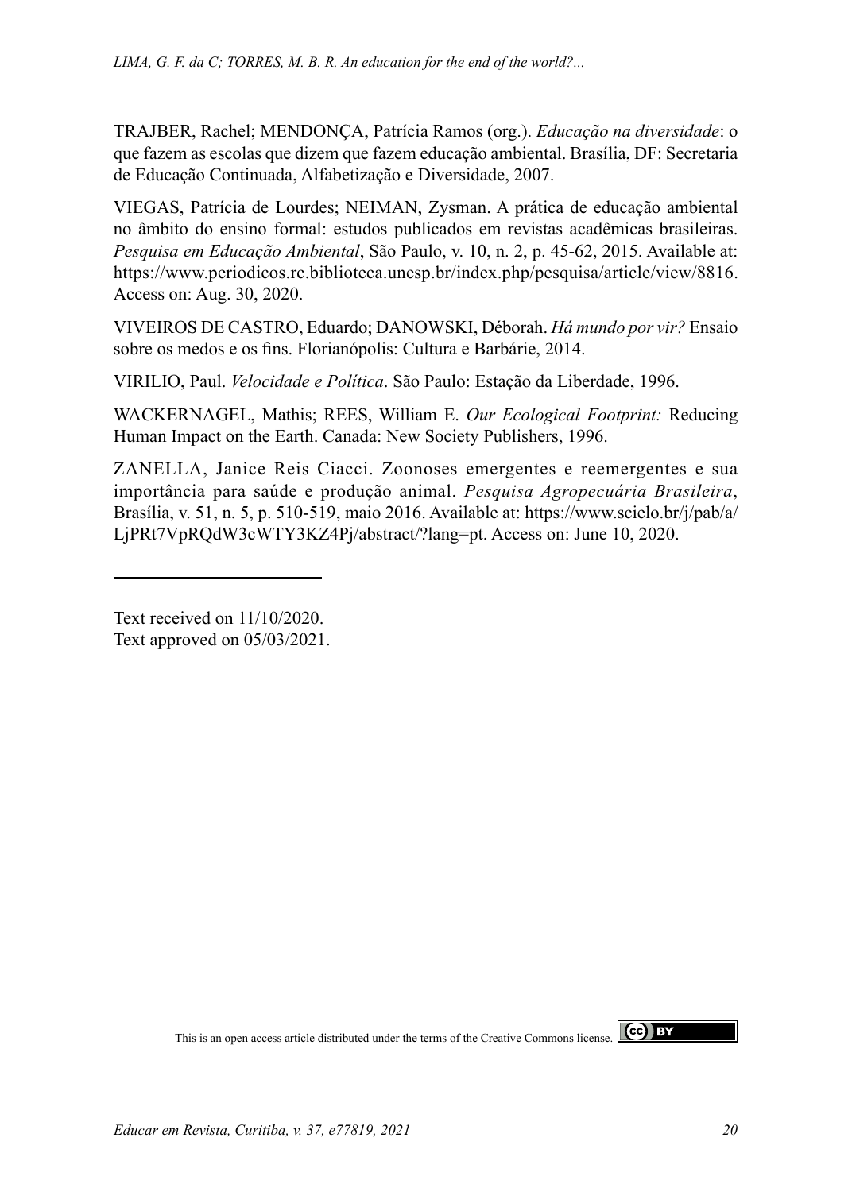TRAJBER, Rachel; MENDONÇA, Patrícia Ramos (org.). *Educação na diversidade*: o que fazem as escolas que dizem que fazem educação ambiental. Brasília, DF: Secretaria de Educação Continuada, Alfabetização e Diversidade, 2007.

VIEGAS, Patrícia de Lourdes; NEIMAN, Zysman. A prática de educação ambiental no âmbito do ensino formal: estudos publicados em revistas acadêmicas brasileiras. *Pesquisa em Educação Ambiental*, São Paulo, v. 10, n. 2, p. 45-62, 2015. Available at: https://www.periodicos.rc.biblioteca.unesp.br/index.php/pesquisa/article/view/8816. Access on: Aug. 30, 2020.

VIVEIROS DE CASTRO, Eduardo; DANOWSKI, Déborah. *Há mundo por vir?* Ensaio sobre os medos e os fins. Florianópolis: Cultura e Barbárie, 2014.

VIRILIO, Paul. *Velocidade e Política*. São Paulo: Estação da Liberdade, 1996.

WACKERNAGEL, Mathis; REES, William E. *Our Ecological Footprint:* Reducing Human Impact on the Earth. Canada: New Society Publishers, 1996.

ZANELLA, Janice Reis Ciacci. Zoonoses emergentes e reemergentes e sua importância para saúde e produção animal. *Pesquisa Agropecuária Brasileira*, Brasília, v. 51, n. 5, p. 510-519, maio 2016. Available at: https://www.scielo.br/j/pab/a/LjPRt7VpRQdW3cWTY3KZ4Pj/abstract/?lang=pt. Access on: June 10, 2020.

---

Text received on 11/10/2020.
Text approved on 05/03/2021.

This is an open access article distributed under the terms of the Creative Commons license.